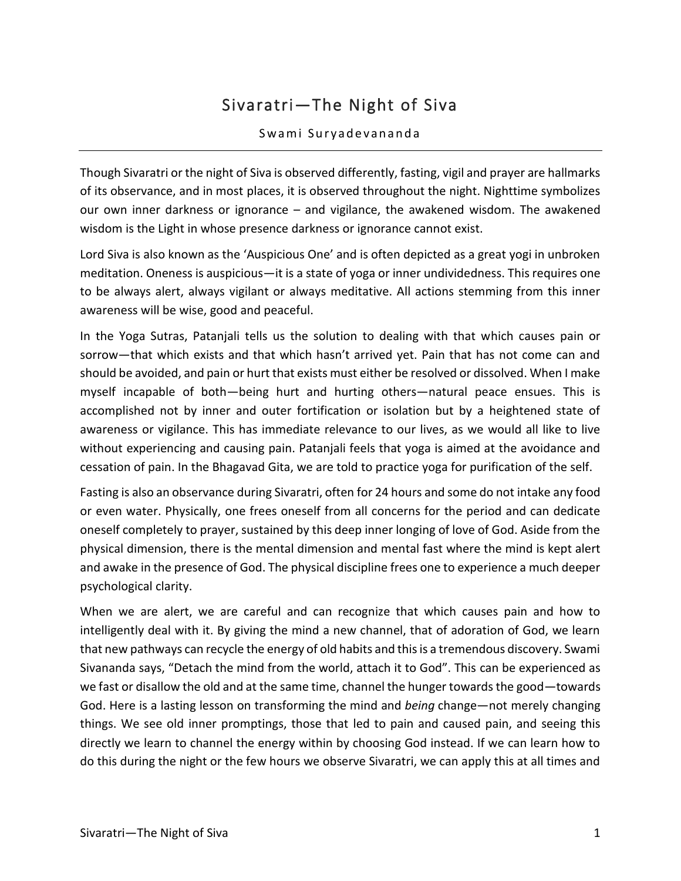# Sivaratri—The Night of Siva

Swami Suryadevananda

---

Though Sivaratri or the night of Siva is observed differently, fasting, vigil and prayer are hallmarks of its observance, and in most places, it is observed throughout the night. Nighttime symbolizes our own inner darkness or ignorance – and vigilance, the awakened wisdom. The awakened wisdom is the Light in whose presence darkness or ignorance cannot exist.

Lord Siva is also known as the 'Auspicious One' and is often depicted as a great yogi in unbroken meditation. Oneness is auspicious—it is a state of yoga or inner undividedness. This requires one to be always alert, always vigilant or always meditative. All actions stemming from this inner awareness will be wise, good and peaceful.

In the Yoga Sutras, Patanjali tells us the solution to dealing with that which causes pain or sorrow—that which exists and that which hasn't arrived yet. Pain that has not come can and should be avoided, and pain or hurt that exists must either be resolved or dissolved. When I make myself incapable of both—being hurt and hurting others—natural peace ensues. This is accomplished not by inner and outer fortification or isolation but by a heightened state of awareness or vigilance. This has immediate relevance to our lives, as we would all like to live without experiencing and causing pain. Patanjali feels that yoga is aimed at the avoidance and cessation of pain. In the Bhagavad Gita, we are told to practice yoga for purification of the self.

Fasting is also an observance during Sivaratri, often for 24 hours and some do not intake any food or even water. Physically, one frees oneself from all concerns for the period and can dedicate oneself completely to prayer, sustained by this deep inner longing of love of God. Aside from the physical dimension, there is the mental dimension and mental fast where the mind is kept alert and awake in the presence of God. The physical discipline frees one to experience a much deeper psychological clarity.

When we are alert, we are careful and can recognize that which causes pain and how to intelligently deal with it. By giving the mind a new channel, that of adoration of God, we learn that new pathways can recycle the energy of old habits and this is a tremendous discovery. Swami Sivananda says, "Detach the mind from the world, attach it to God". This can be experienced as we fast or disallow the old and at the same time, channel the hunger towards the good—towards God. Here is a lasting lesson on transforming the mind and *being* change—not merely changing things. We see old inner promptings, those that led to pain and caused pain, and seeing this directly we learn to channel the energy within by choosing God instead. If we can learn how to do this during the night or the few hours we observe Sivaratri, we can apply this at all times and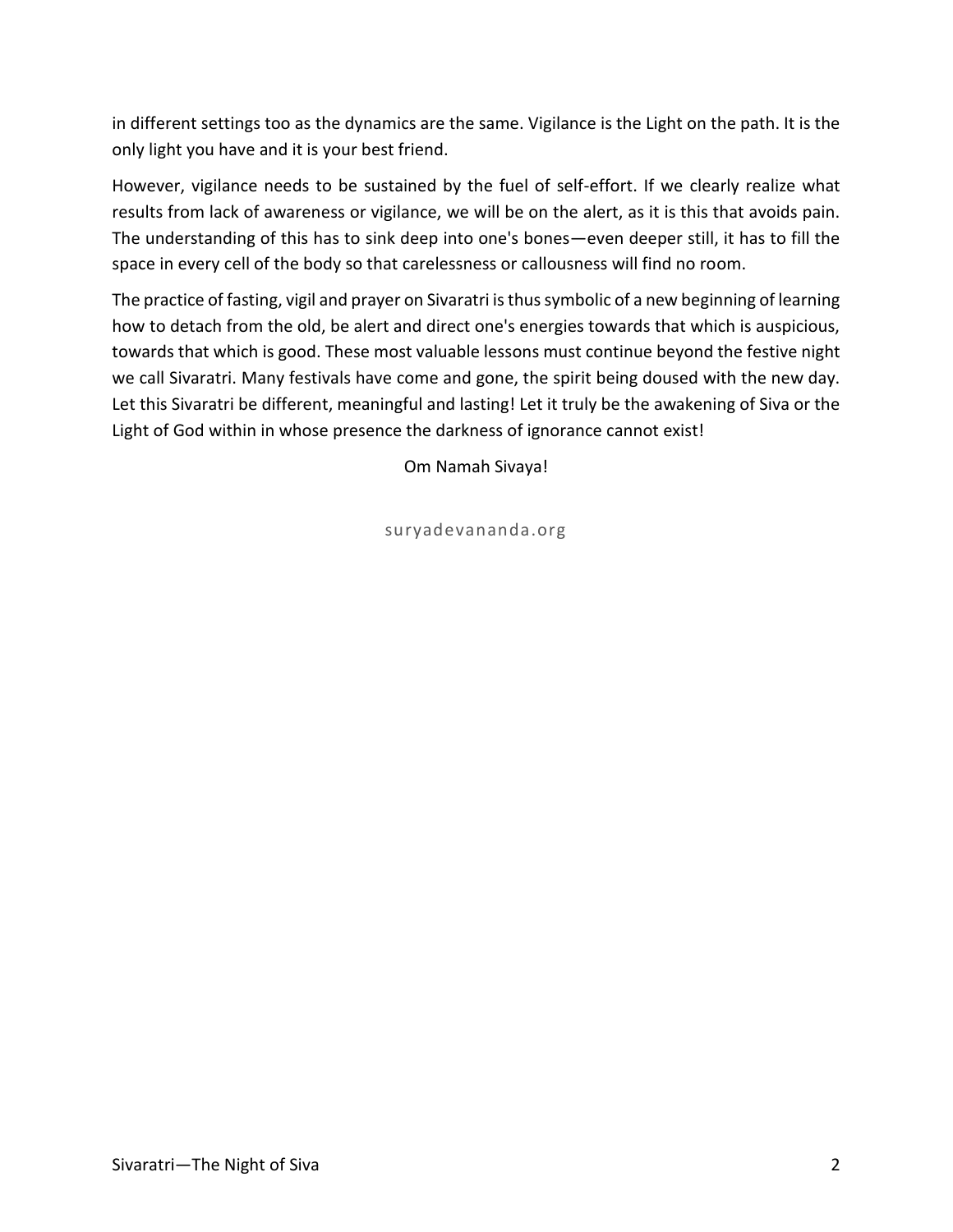in different settings too as the dynamics are the same. Vigilance is the Light on the path. It is the only light you have and it is your best friend.

However, vigilance needs to be sustained by the fuel of self-effort. If we clearly realize what results from lack of awareness or vigilance, we will be on the alert, as it is this that avoids pain. The understanding of this has to sink deep into one's bones—even deeper still, it has to fill the space in every cell of the body so that carelessness or callousness will find no room.

The practice of fasting, vigil and prayer on Sivaratri is thus symbolic of a new beginning of learning how to detach from the old, be alert and direct one's energies towards that which is auspicious, towards that which is good. These most valuable lessons must continue beyond the festive night we call Sivaratri. Many festivals have come and gone, the spirit being doused with the new day. Let this Sivaratri be different, meaningful and lasting! Let it truly be the awakening of Siva or the Light of God within in whose presence the darkness of ignorance cannot exist!

Om Namah Sivaya!

suryadevananda.org